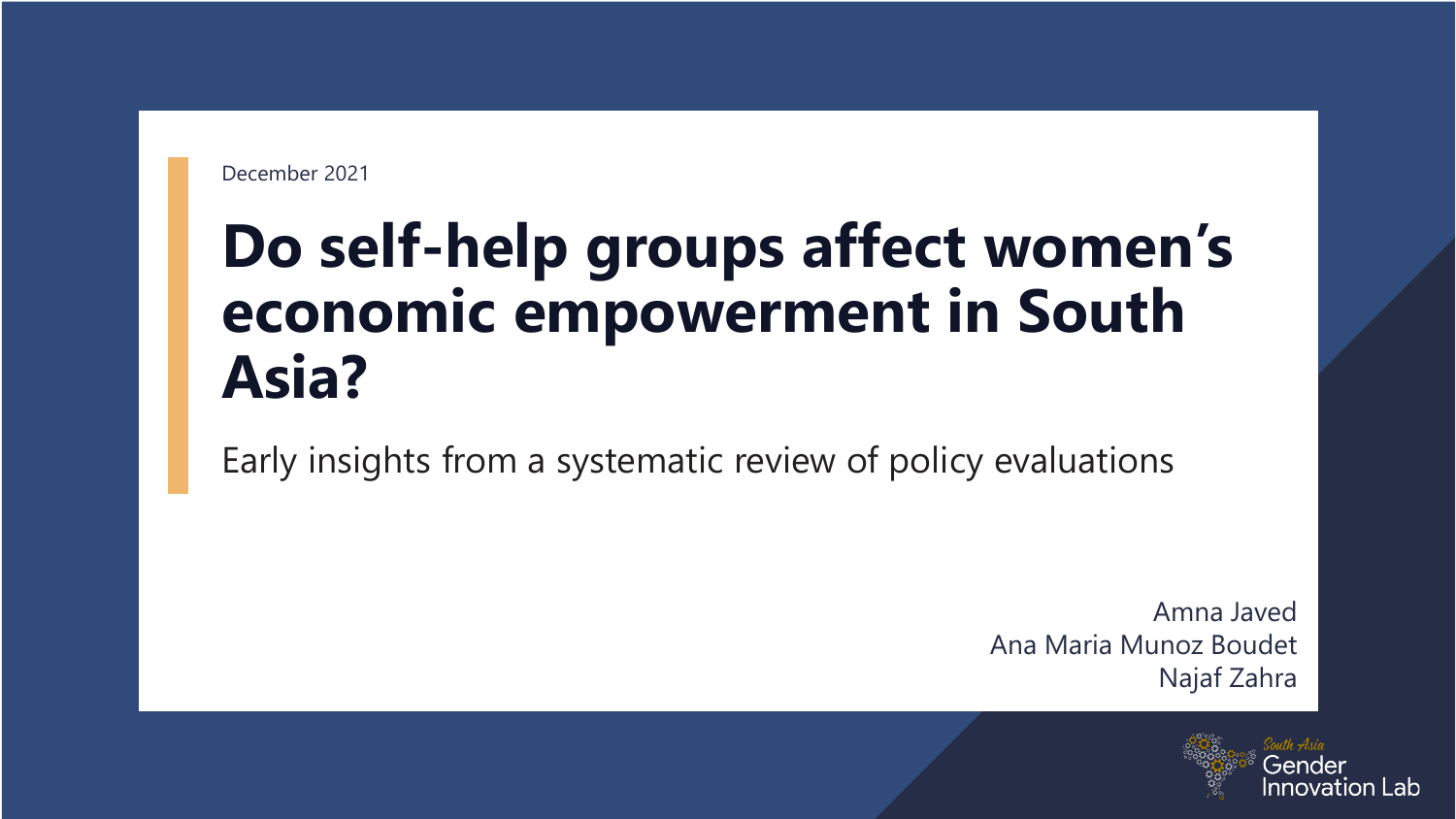December 2021

# Do self-help groups affect women's economic empowerment in South Asia?

Early insights from a systematic review of policy evaluations

Amna Javed
Ana Maria Munoz Boudet
Najaf Zahra

South Asia Gender Innovation Lab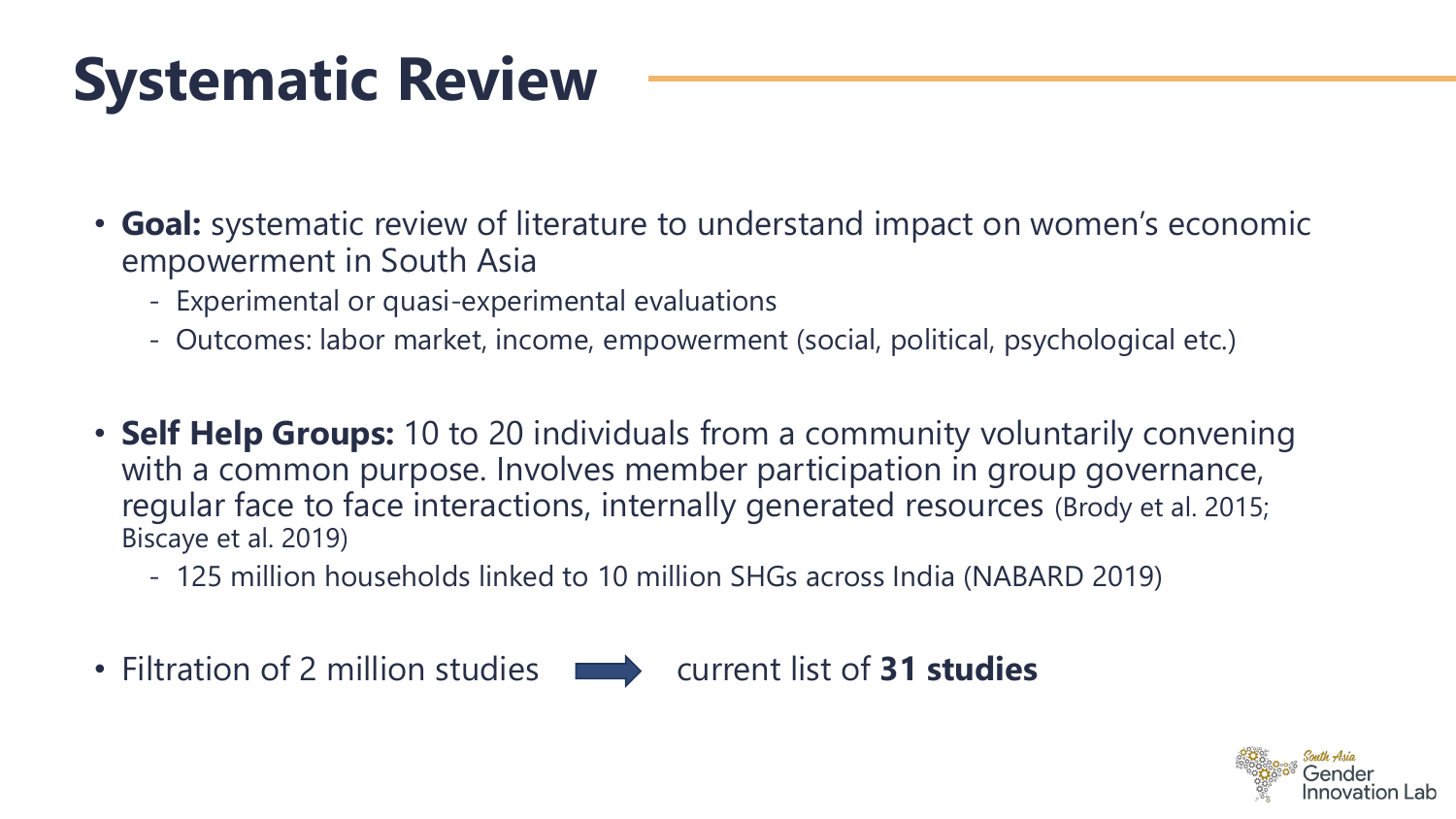# Systematic Review

- **Goal:** systematic review of literature to understand impact on women's economic empowerment in South Asia
  - Experimental or quasi-experimental evaluations
  - Outcomes: labor market, income, empowerment (social, political, psychological etc.)

- **Self Help Groups:** 10 to 20 individuals from a community voluntarily convening with a common purpose. Involves member participation in group governance, regular face to face interactions, internally generated resources (Brody et al. 2015; Biscaye et al. 2019)
  - 125 million households linked to 10 million SHGs across India (NABARD 2019)

- Filtration of 2 million studies → current list of **31 studies**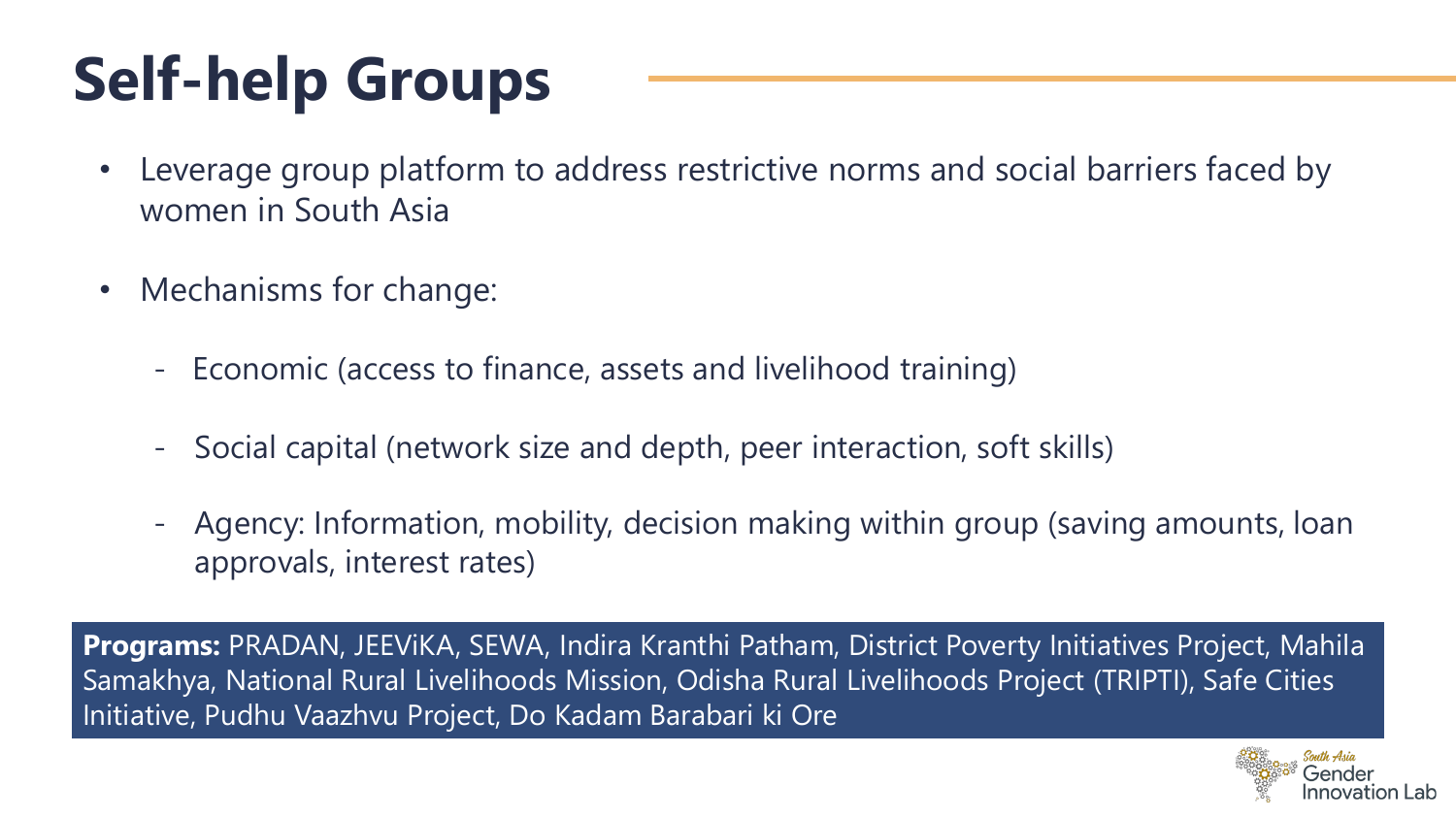# Self-help Groups

- Leverage group platform to address restrictive norms and social barriers faced by women in South Asia
- Mechanisms for change:
  - Economic (access to finance, assets and livelihood training)
  - Social capital (network size and depth, peer interaction, soft skills)
  - Agency: Information, mobility, decision making within group (saving amounts, loan approvals, interest rates)

**Programs:** PRADAN, JEEViKA, SEWA, Indira Kranthi Patham, District Poverty Initiatives Project, Mahila Samakhya, National Rural Livelihoods Mission, Odisha Rural Livelihoods Project (TRIPTI), Safe Cities Initiative, Pudhu Vaazhvu Project, Do Kadam Barabari ki Ore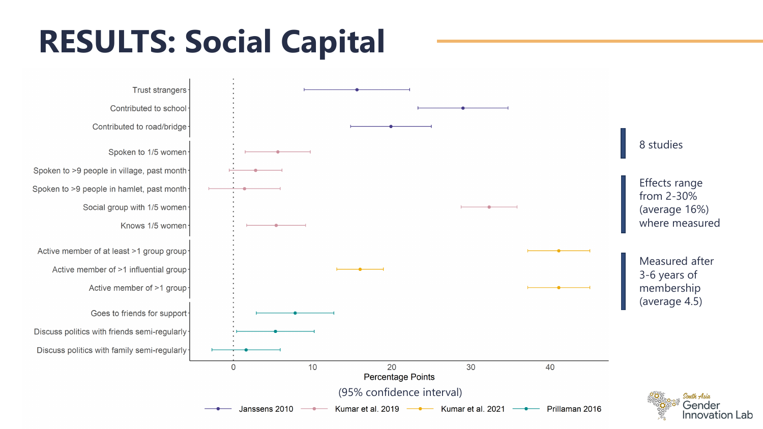# RESULTS: Social Capital

| Outcome | Study |
|---|---|
| Trust strangers | Janssens 2010 |
| Contributed to school | Janssens 2010 |
| Contributed to road/bridge | Janssens 2010 |
| Spoken to 1/5 women | Kumar et al. 2019 |
| Spoken to >9 people in village, past month | Kumar et al. 2019 |
| Spoken to >9 people in hamlet, past month | Kumar et al. 2019 |
| Social group with 1/5 women | Kumar et al. 2019 |
| Knows 1/5 women | Kumar et al. 2019 |
| Active member of at least >1 group group | Kumar et al. 2021 |
| Active member of >1 influential group | Kumar et al. 2021 |
| Active member of >1 group | Kumar et al. 2021 |
| Goes to friends for support | Prillaman 2016 |
| Discuss politics with friends semi-regularly | Prillaman 2016 |
| Discuss politics with family semi-regularly | Prillaman 2016 |

Percentage Points

(95% confidence interval)

Janssens 2010 | Kumar et al. 2019 | Kumar et al. 2021 | Prillaman 2016

- 8 studies
- Effects range from 2-30% (average 16%) where measured
- Measured after 3-6 years of membership (average 4.5)

South Asia Gender Innovation Lab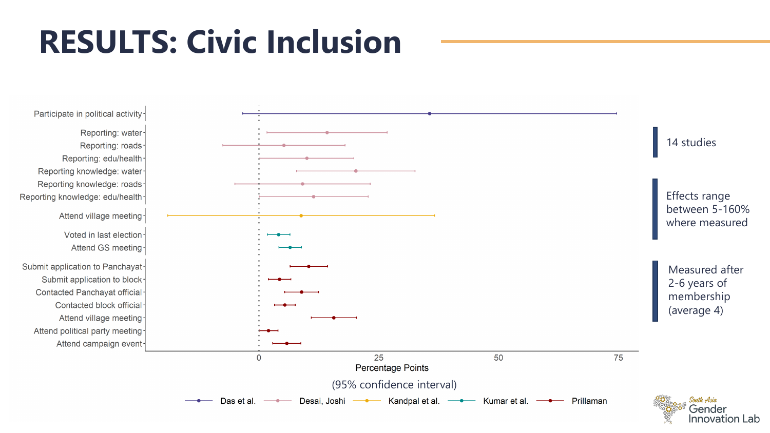# RESULTS: Civic Inclusion

Participate in political activity

Reporting: water
Reporting: roads
Reporting: edu/health
Reporting knowledge: water
Reporting knowledge: roads
Reporting knowledge: edu/health

Attend village meeting

Voted in last election
Attend GS meeting

Submit application to Panchayat
Submit application to block
Contacted Panchayat official
Contacted block official
Attend village meeting
Attend political party meeting
Attend campaign event

0 25 50 75

Percentage Points

(95% confidence interval)

Das et al. | Desai, Joshi | Kandpal et al. | Kumar et al. | Prillaman

14 studies

Effects range between 5-160% where measured

Measured after 2-6 years of membership (average 4)

South Asia Gender Innovation Lab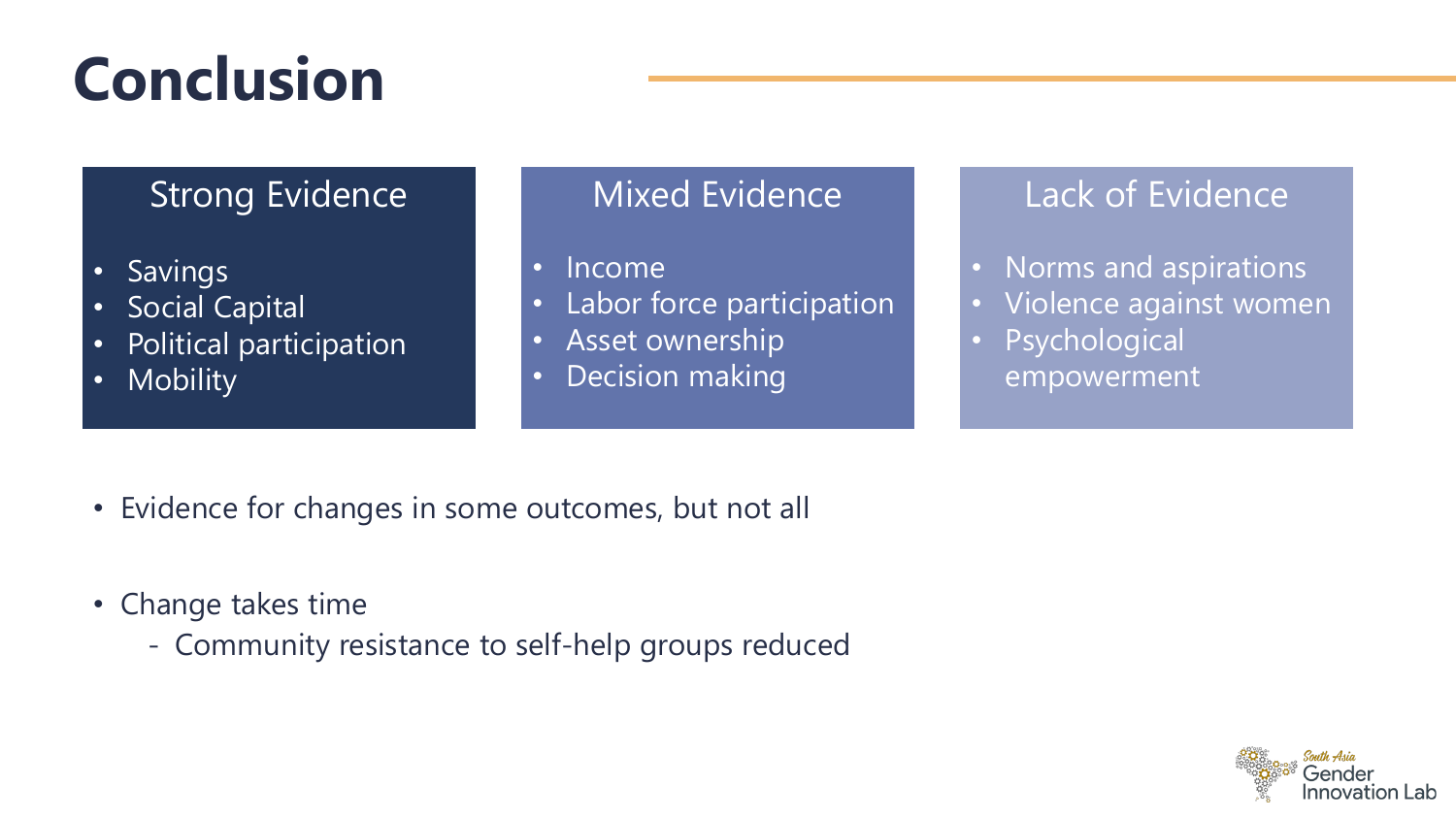# Conclusion

| Strong Evidence | Mixed Evidence | Lack of Evidence |
| --- | --- | --- |
| • Savings<br>• Social Capital<br>• Political participation<br>• Mobility | • Income<br>• Labor force participation<br>• Asset ownership<br>• Decision making | • Norms and aspirations<br>• Violence against women<br>• Psychological empowerment |

- Evidence for changes in some outcomes, but not all
- Change takes time
  - Community resistance to self-help groups reduced

South Asia Gender Innovation Lab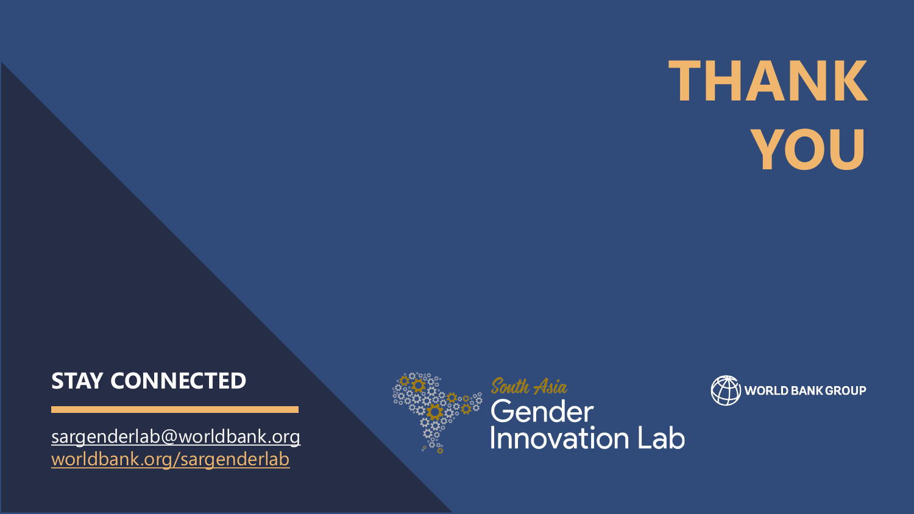# THANK YOU

**STAY CONNECTED**

sargenderlab@worldbank.org
worldbank.org/sargenderlab

South Asia Gender Innovation Lab

WORLD BANK GROUP